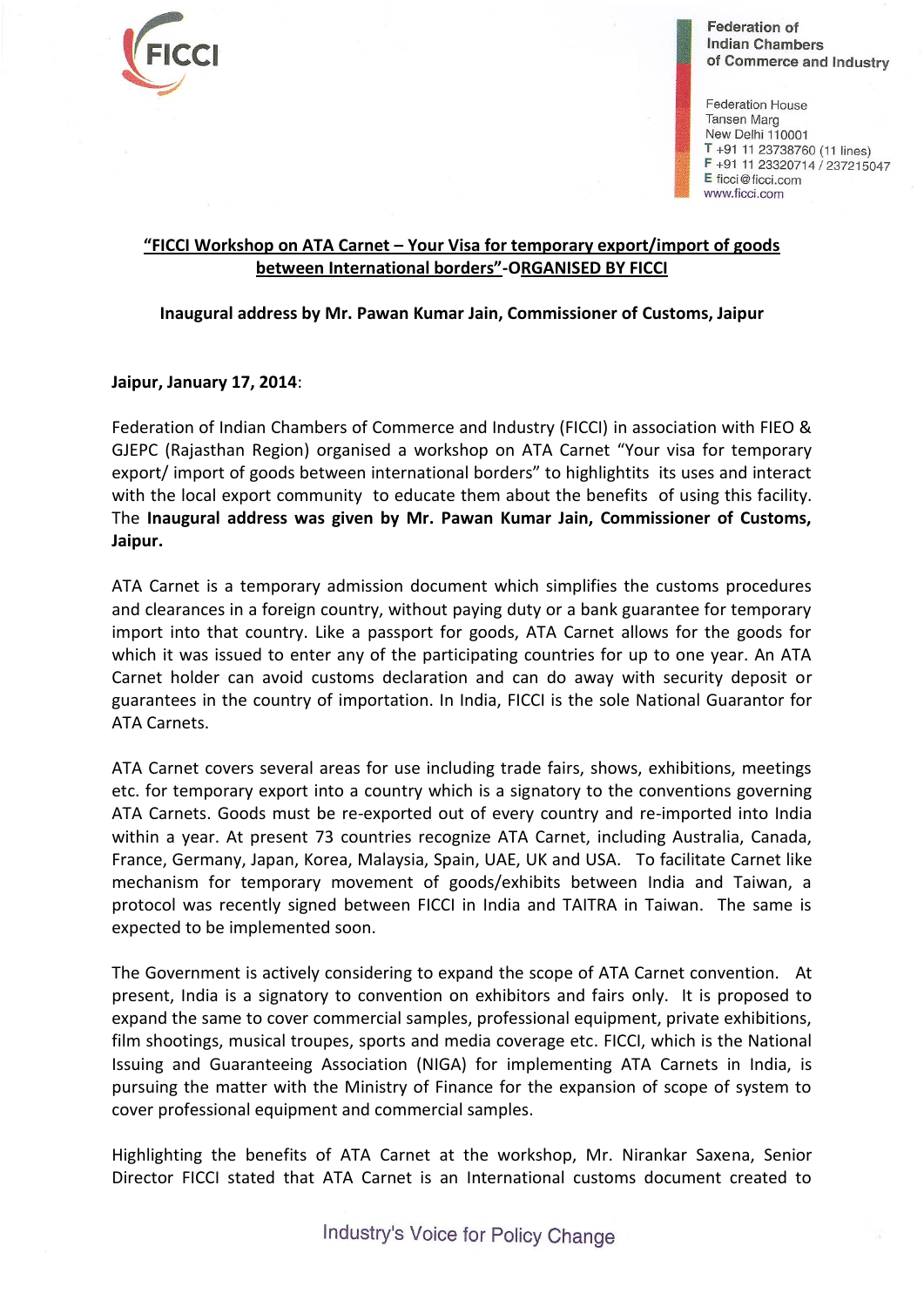**“FICCI Workshop on ATA Carnet – Your Visa for temporary export/import of goods between International borders”-ORGANISED BY FICCI**

**Inaugural address by Mr. Pawan Kumar Jain, Commissioner of Customs, Jaipur**

**Jaipur, January 17, 2014**:

Federation of Indian Chambers of Commerce and Industry (FICCI) in association with FIEO & GJEPC (Rajasthan Region) organised a workshop on ATA Carnet “Your visa for temporary export/ import of goods between international borders” to highlightits its uses and interact with the local export community to educate them about the benefits of using this facility. The **Inaugural address was given by Mr. Pawan Kumar Jain, Commissioner of Customs, Jaipur.**

ATA Carnet is a temporary admission document which simplifies the customs procedures and clearances in a foreign country, without paying duty or a bank guarantee for temporary import into that country. Like a passport for goods, ATA Carnet allows for the goods for which it was issued to enter any of the participating countries for up to one year. An ATA Carnet holder can avoid customs declaration and can do away with security deposit or guarantees in the country of importation. In India, FICCI is the sole National Guarantor for ATA Carnets.

ATA Carnet covers several areas for use including trade fairs, shows, exhibitions, meetings etc. for temporary export into a country which is a signatory to the conventions governing ATA Carnets. Goods must be re-exported out of every country and re-imported into India within a year. At present 73 countries recognize ATA Carnet, including Australia, Canada, France, Germany, Japan, Korea, Malaysia, Spain, UAE, UK and USA. To facilitate Carnet like mechanism for temporary movement of goods/exhibits between India and Taiwan, a protocol was recently signed between FICCI in India and TAITRA in Taiwan. The same is expected to be implemented soon.

The Government is actively considering to expand the scope of ATA Carnet convention. At present, India is a signatory to convention on exhibitors and fairs only. It is proposed to expand the same to cover commercial samples, professional equipment, private exhibitions, film shootings, musical troupes, sports and media coverage etc. FICCI, which is the National Issuing and Guaranteeing Association (NIGA) for implementing ATA Carnets in India, is pursuing the matter with the Ministry of Finance for the expansion of scope of system to cover professional equipment and commercial samples.

Highlighting the benefits of ATA Carnet at the workshop, Mr. Nirankar Saxena, Senior Director FICCI stated that ATA Carnet is an International customs document created to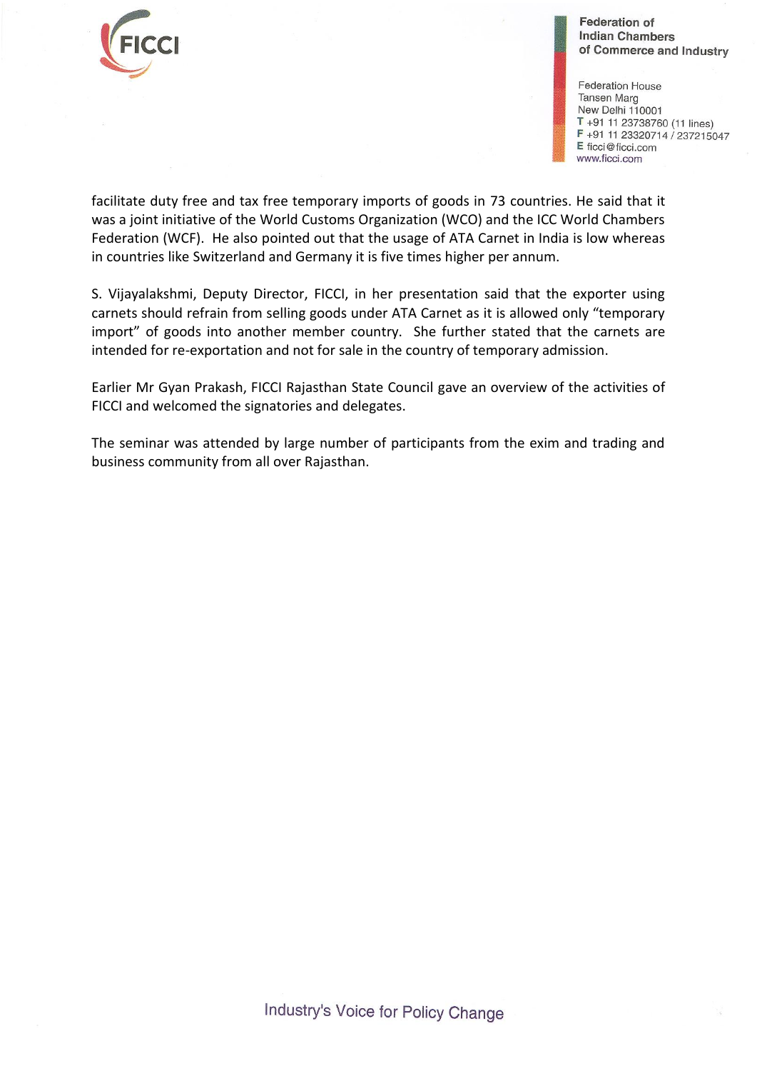facilitate duty free and tax free temporary imports of goods in 73 countries. He said that it was a joint initiative of the World Customs Organization (WCO) and the ICC World Chambers Federation (WCF). He also pointed out that the usage of ATA Carnet in India is low whereas in countries like Switzerland and Germany it is five times higher per annum.

S. Vijayalakshmi, Deputy Director, FICCI, in her presentation said that the exporter using carnets should refrain from selling goods under ATA Carnet as it is allowed only "temporary import" of goods into another member country. She further stated that the carnets are intended for re-exportation and not for sale in the country of temporary admission.

Earlier Mr Gyan Prakash, FICCI Rajasthan State Council gave an overview of the activities of FICCI and welcomed the signatories and delegates.

The seminar was attended by large number of participants from the exim and trading and business community from all over Rajasthan.